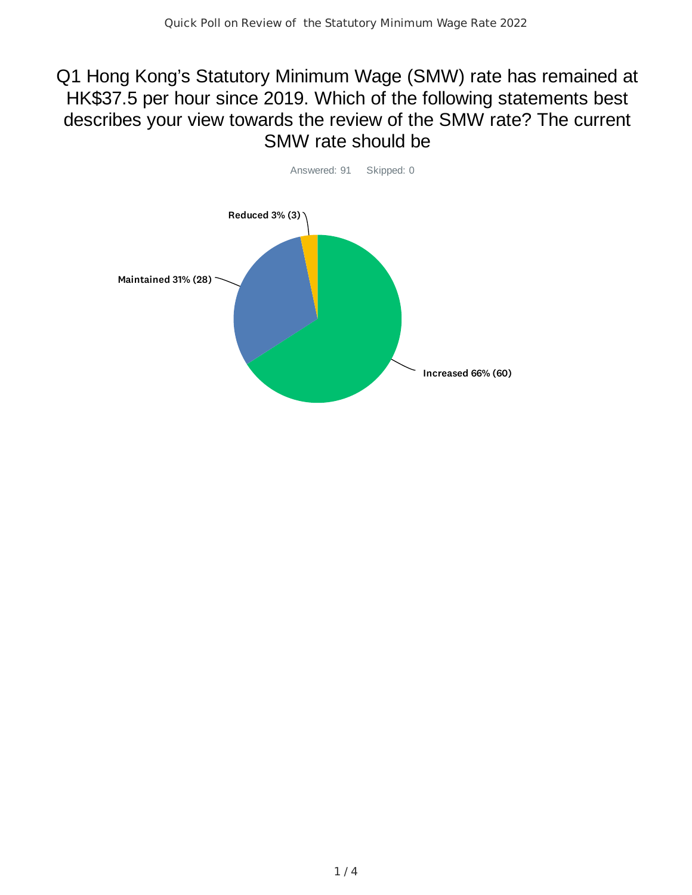# Q1 Hong Kong's Statutory Minimum Wage (SMW) rate has remained at HK$37.5 per hour since 2019. Which of the following statements best describes your view towards the review of the SMW rate? The current SMW rate should be

Answered: 91 Skipped: 0

Reduced 3% (3)

Maintained 31% (28)

Increased 66% (60)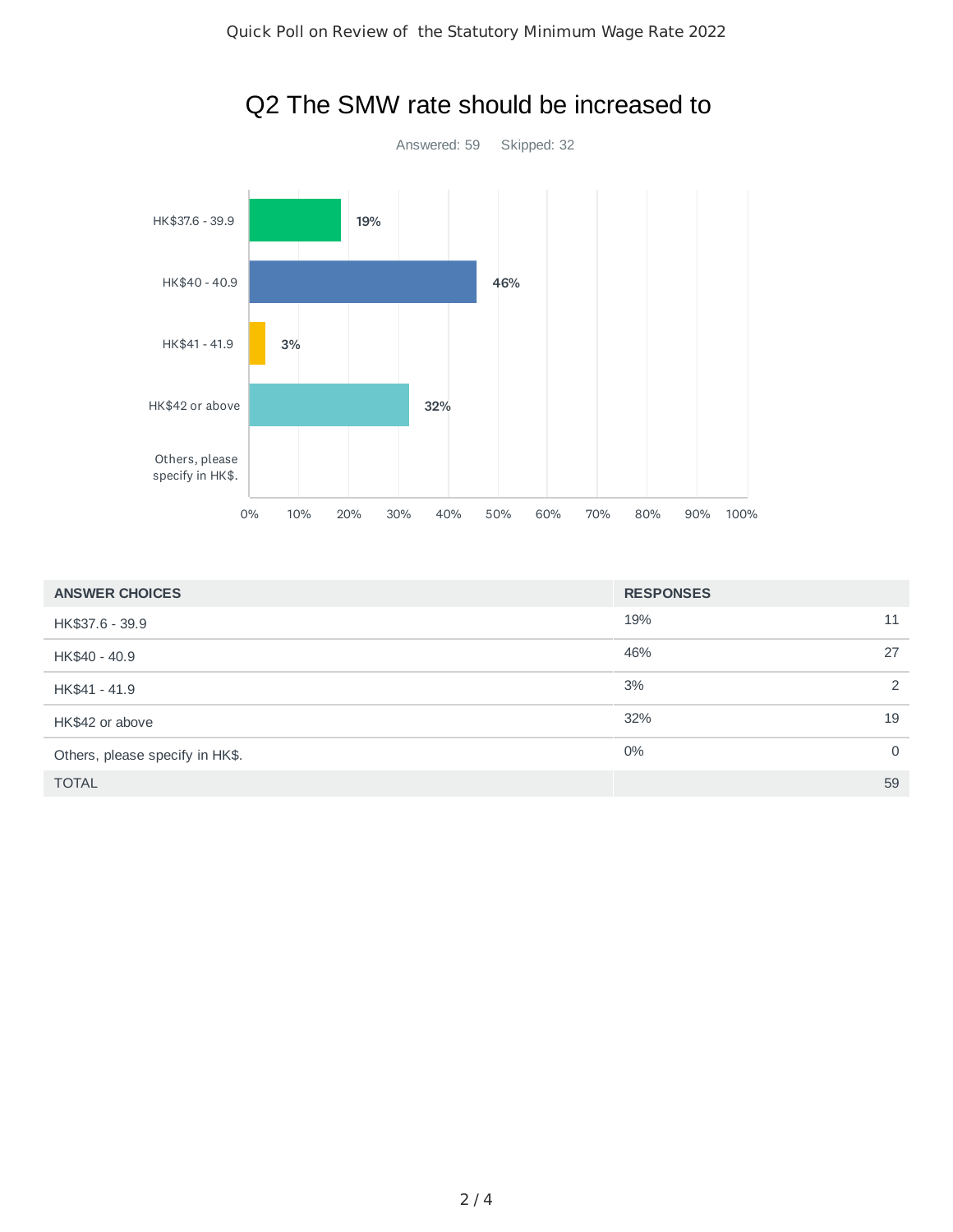## Q2 The SMW rate should be increased to

Answered: 59 Skipped: 32

| ANSWER CHOICES | RESPONSES | |
|---|---|---|
| HK$37.6 - 39.9 | 19% | 11 |
| HK$40 - 40.9 | 46% | 27 |
| HK$41 - 41.9 | 3% | 2 |
| HK$42 or above | 32% | 19 |
| Others, please specify in HK$. | 0% | 0 |
| TOTAL | | 59 |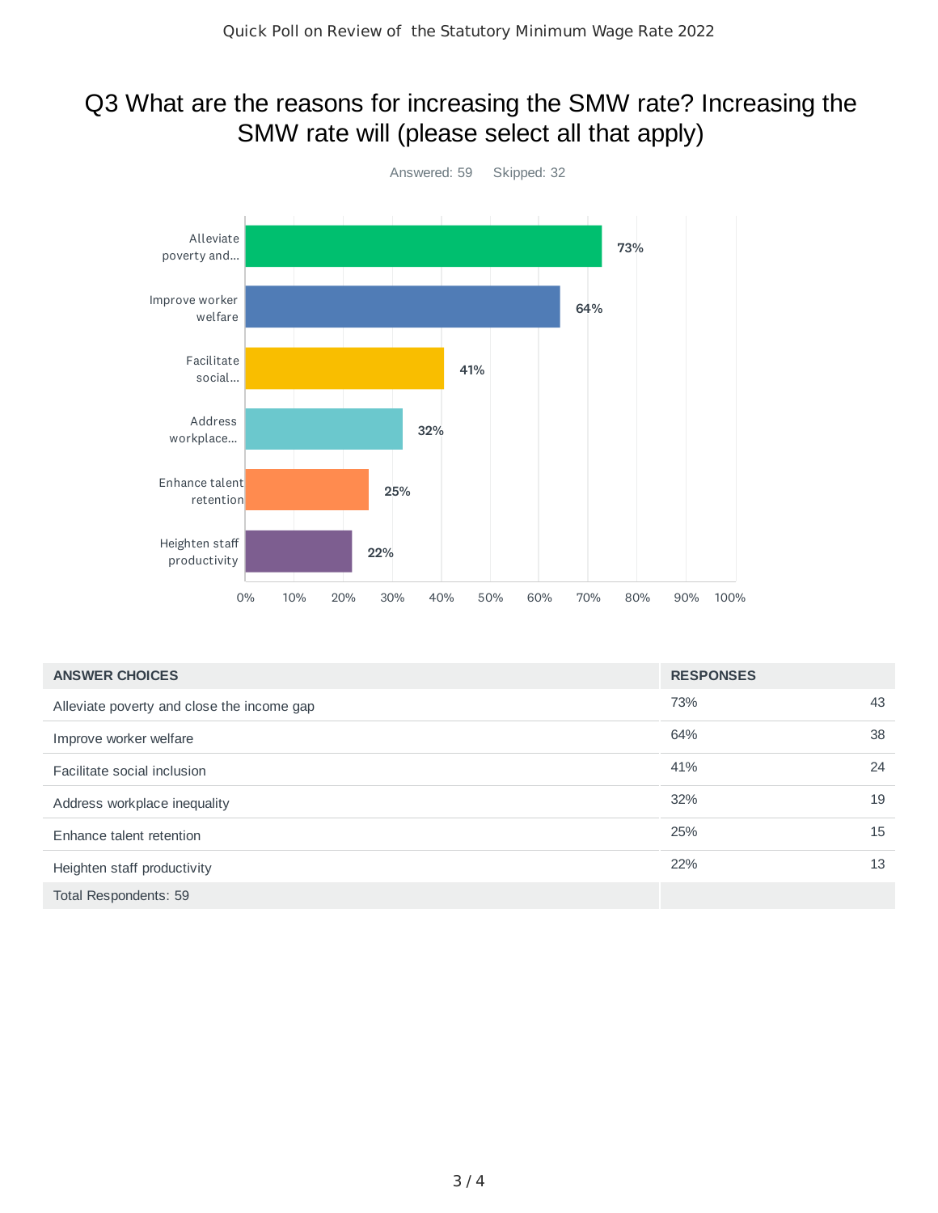## Q3 What are the reasons for increasing the SMW rate? Increasing the SMW rate will (please select all that apply)

Answered: 59 Skipped: 32

| ANSWER CHOICES | RESPONSES | |
|---|---|---|
| Alleviate poverty and close the income gap | 73% | 43 |
| Improve worker welfare | 64% | 38 |
| Facilitate social inclusion | 41% | 24 |
| Address workplace inequality | 32% | 19 |
| Enhance talent retention | 25% | 15 |
| Heighten staff productivity | 22% | 13 |
| Total Respondents: 59 | | |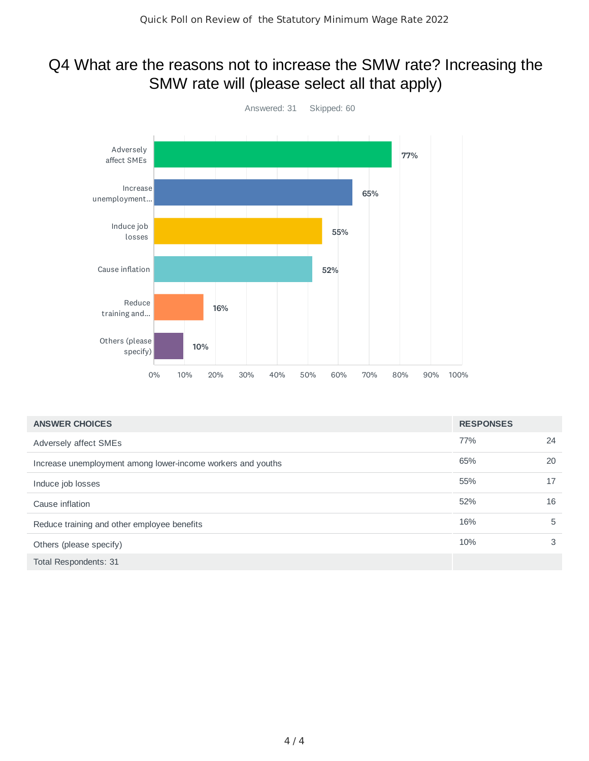## Q4 What are the reasons not to increase the SMW rate? Increasing the SMW rate will (please select all that apply)

Answered: 31 Skipped: 60

Adversely affect SMEs
77%
Increase unemployment...
65%
Induce job losses
55%
Cause inflation
52%
Reduce training and...
16%
Others (please specify)
10%

0% 10% 20% 30% 40% 50% 60% 70% 80% 90% 100%

| ANSWER CHOICES | RESPONSES | |
|---|---|---|
| Adversely affect SMEs | 77% | 24 |
| Increase unemployment among lower-income workers and youths | 65% | 20 |
| Induce job losses | 55% | 17 |
| Cause inflation | 52% | 16 |
| Reduce training and other employee benefits | 16% | 5 |
| Others (please specify) | 10% | 3 |
| Total Respondents: 31 | | |